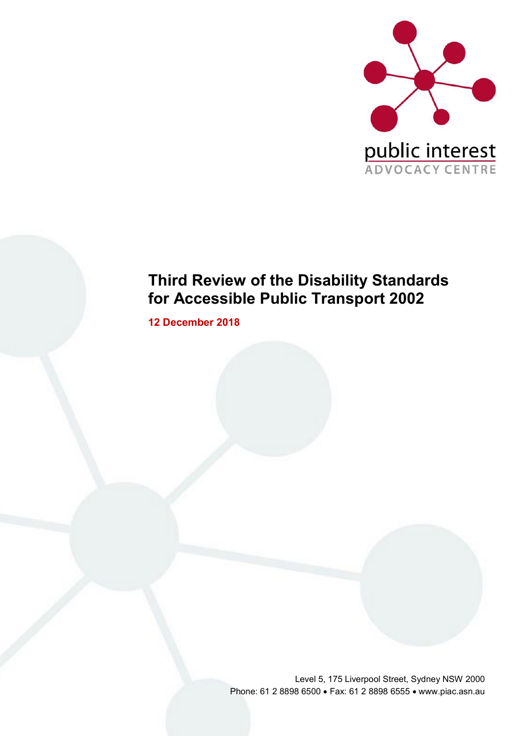public interest
ADVOCACY CENTRE

# Third Review of the Disability Standards for Accessible Public Transport 2002

**12 December 2018**

Level 5, 175 Liverpool Street, Sydney NSW 2000
Phone: 61 2 8898 6500 • Fax: 61 2 8898 6555 • www.piac.asn.au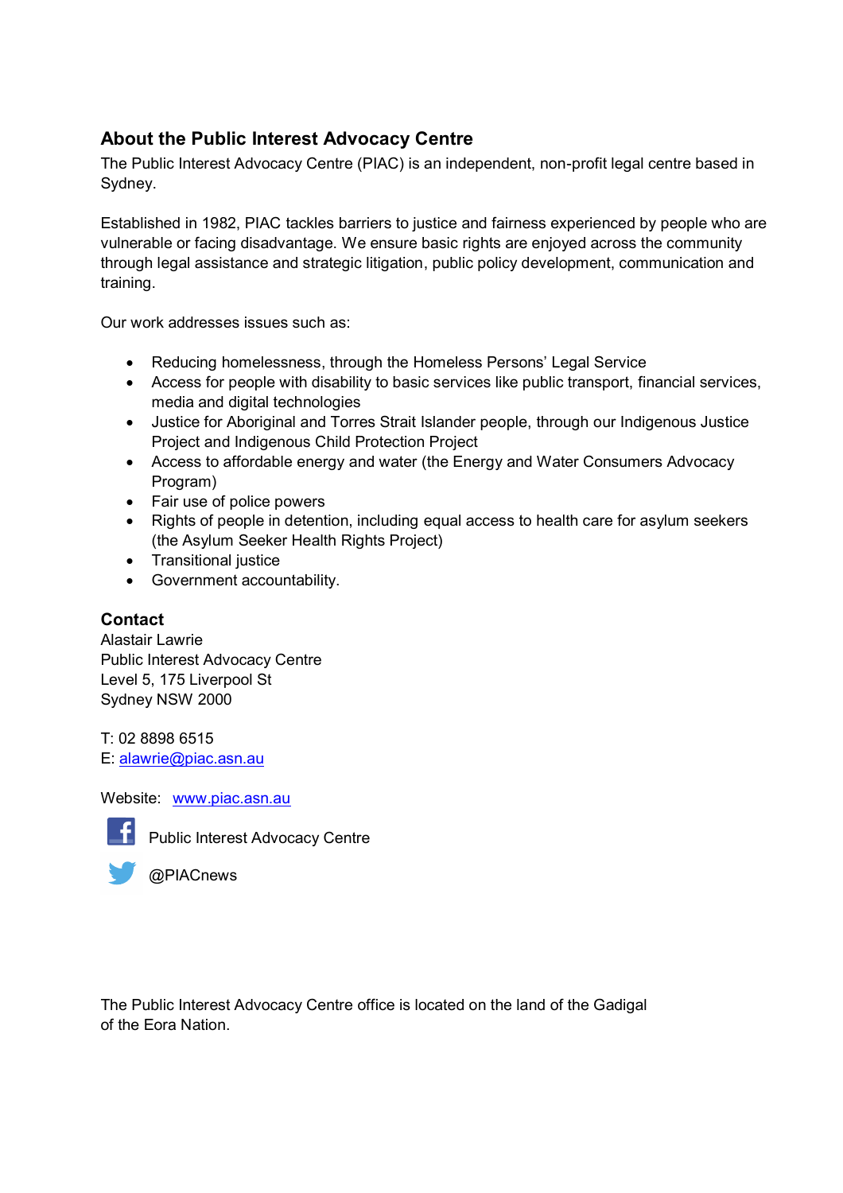## About the Public Interest Advocacy Centre

The Public Interest Advocacy Centre (PIAC) is an independent, non-profit legal centre based in Sydney.

Established in 1982, PIAC tackles barriers to justice and fairness experienced by people who are vulnerable or facing disadvantage. We ensure basic rights are enjoyed across the community through legal assistance and strategic litigation, public policy development, communication and training.

Our work addresses issues such as:

- Reducing homelessness, through the Homeless Persons' Legal Service
- Access for people with disability to basic services like public transport, financial services, media and digital technologies
- Justice for Aboriginal and Torres Strait Islander people, through our Indigenous Justice Project and Indigenous Child Protection Project
- Access to affordable energy and water (the Energy and Water Consumers Advocacy Program)
- Fair use of police powers
- Rights of people in detention, including equal access to health care for asylum seekers (the Asylum Seeker Health Rights Project)
- Transitional justice
- Government accountability.

### Contact

Alastair Lawrie
Public Interest Advocacy Centre
Level 5, 175 Liverpool St
Sydney NSW 2000

T: 02 8898 6515
E: alawrie@piac.asn.au

Website: www.piac.asn.au

Public Interest Advocacy Centre

@PIACnews

The Public Interest Advocacy Centre office is located on the land of the Gadigal of the Eora Nation.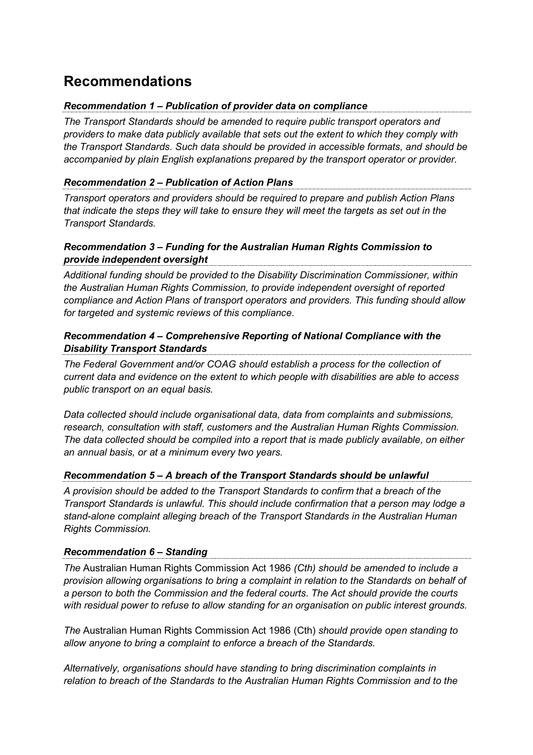## Recommendations

### *Recommendation 1 – Publication of provider data on compliance*

*The Transport Standards should be amended to require public transport operators and providers to make data publicly available that sets out the extent to which they comply with the Transport Standards. Such data should be provided in accessible formats, and should be accompanied by plain English explanations prepared by the transport operator or provider.*

### *Recommendation 2 – Publication of Action Plans*

*Transport operators and providers should be required to prepare and publish Action Plans that indicate the steps they will take to ensure they will meet the targets as set out in the Transport Standards.*

### *Recommendation 3 – Funding for the Australian Human Rights Commission to provide independent oversight*

*Additional funding should be provided to the Disability Discrimination Commissioner, within the Australian Human Rights Commission, to provide independent oversight of reported compliance and Action Plans of transport operators and providers. This funding should allow for targeted and systemic reviews of this compliance.*

### *Recommendation 4 – Comprehensive Reporting of National Compliance with the Disability Transport Standards*

*The Federal Government and/or COAG should establish a process for the collection of current data and evidence on the extent to which people with disabilities are able to access public transport on an equal basis.*

*Data collected should include organisational data, data from complaints and submissions, research, consultation with staff, customers and the Australian Human Rights Commission. The data collected should be compiled into a report that is made publicly available, on either an annual basis, or at a minimum every two years.*

### *Recommendation 5 – A breach of the Transport Standards should be unlawful*

*A provision should be added to the Transport Standards to confirm that a breach of the Transport Standards is unlawful. This should include confirmation that a person may lodge a stand-alone complaint alleging breach of the Transport Standards in the Australian Human Rights Commission.*

### *Recommendation 6 – Standing*

*The* Australian Human Rights Commission Act 1986 *(Cth) should be amended to include a provision allowing organisations to bring a complaint in relation to the Standards on behalf of a person to both the Commission and the federal courts. The Act should provide the courts with residual power to refuse to allow standing for an organisation on public interest grounds.*

*The* Australian Human Rights Commission Act 1986 (Cth) *should provide open standing to allow anyone to bring a complaint to enforce a breach of the Standards.*

*Alternatively, organisations should have standing to bring discrimination complaints in relation to breach of the Standards to the Australian Human Rights Commission and to the*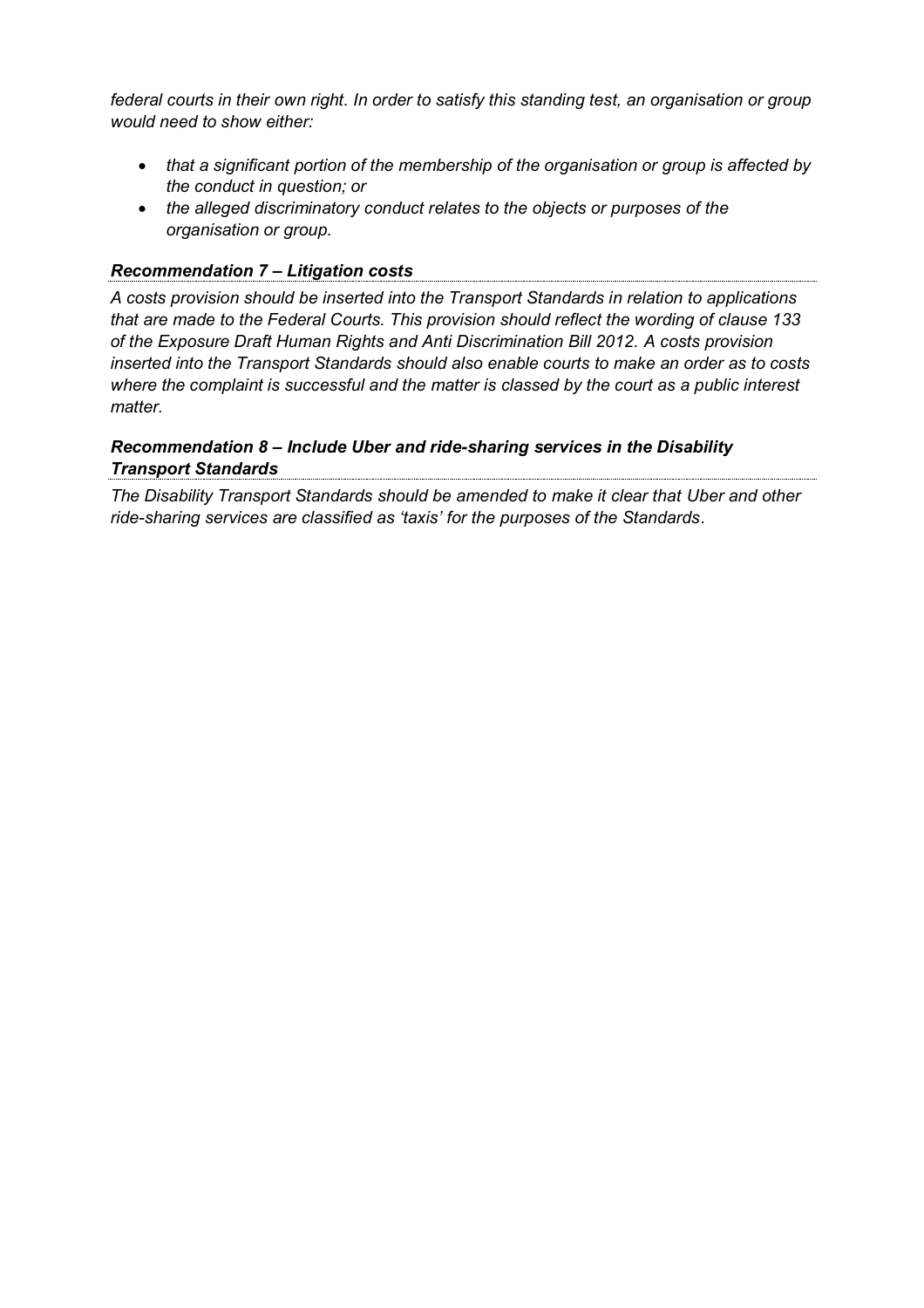*federal courts in their own right. In order to satisfy this standing test, an organisation or group would need to show either:*

- *that a significant portion of the membership of the organisation or group is affected by the conduct in question; or*
- *the alleged discriminatory conduct relates to the objects or purposes of the organisation or group.*

### *Recommendation 7 – Litigation costs*

*A costs provision should be inserted into the Transport Standards in relation to applications that are made to the Federal Courts. This provision should reflect the wording of clause 133 of the Exposure Draft Human Rights and Anti Discrimination Bill 2012. A costs provision inserted into the Transport Standards should also enable courts to make an order as to costs where the complaint is successful and the matter is classed by the court as a public interest matter.*

### *Recommendation 8 – Include Uber and ride-sharing services in the Disability Transport Standards*

*The Disability Transport Standards should be amended to make it clear that Uber and other ride-sharing services are classified as 'taxis' for the purposes of the Standards*.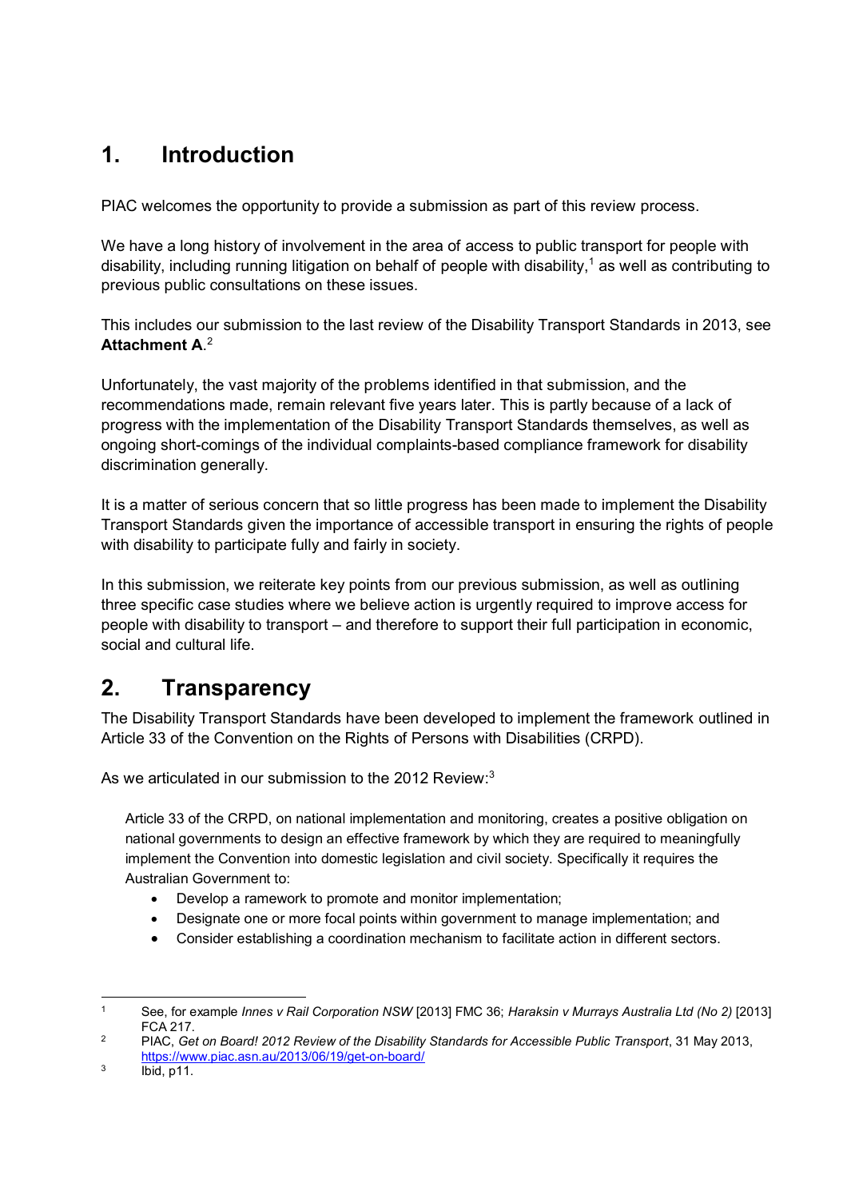# 1. Introduction

PIAC welcomes the opportunity to provide a submission as part of this review process.

We have a long history of involvement in the area of access to public transport for people with disability, including running litigation on behalf of people with disability,[1] as well as contributing to previous public consultations on these issues.

This includes our submission to the last review of the Disability Transport Standards in 2013, see **Attachment A**.[2]

Unfortunately, the vast majority of the problems identified in that submission, and the recommendations made, remain relevant five years later. This is partly because of a lack of progress with the implementation of the Disability Transport Standards themselves, as well as ongoing short-comings of the individual complaints-based compliance framework for disability discrimination generally.

It is a matter of serious concern that so little progress has been made to implement the Disability Transport Standards given the importance of accessible transport in ensuring the rights of people with disability to participate fully and fairly in society.

In this submission, we reiterate key points from our previous submission, as well as outlining three specific case studies where we believe action is urgently required to improve access for people with disability to transport – and therefore to support their full participation in economic, social and cultural life.

# 2. Transparency

The Disability Transport Standards have been developed to implement the framework outlined in Article 33 of the Convention on the Rights of Persons with Disabilities (CRPD).

As we articulated in our submission to the 2012 Review:[3]

> Article 33 of the CRPD, on national implementation and monitoring, creates a positive obligation on national governments to design an effective framework by which they are required to meaningfully implement the Convention into domestic legislation and civil society. Specifically it requires the Australian Government to:
>
> - Develop a ramework to promote and monitor implementation;
> - Designate one or more focal points within government to manage implementation; and
> - Consider establishing a coordination mechanism to facilitate action in different sectors.

---

1. See, for example *Innes v Rail Corporation NSW* [2013] FMC 36; *Haraksin v Murrays Australia Ltd (No 2)* [2013] FCA 217.
2. PIAC, *Get on Board! 2012 Review of the Disability Standards for Accessible Public Transport*, 31 May 2013, https://www.piac.asn.au/2013/06/19/get-on-board/
3. Ibid, p11.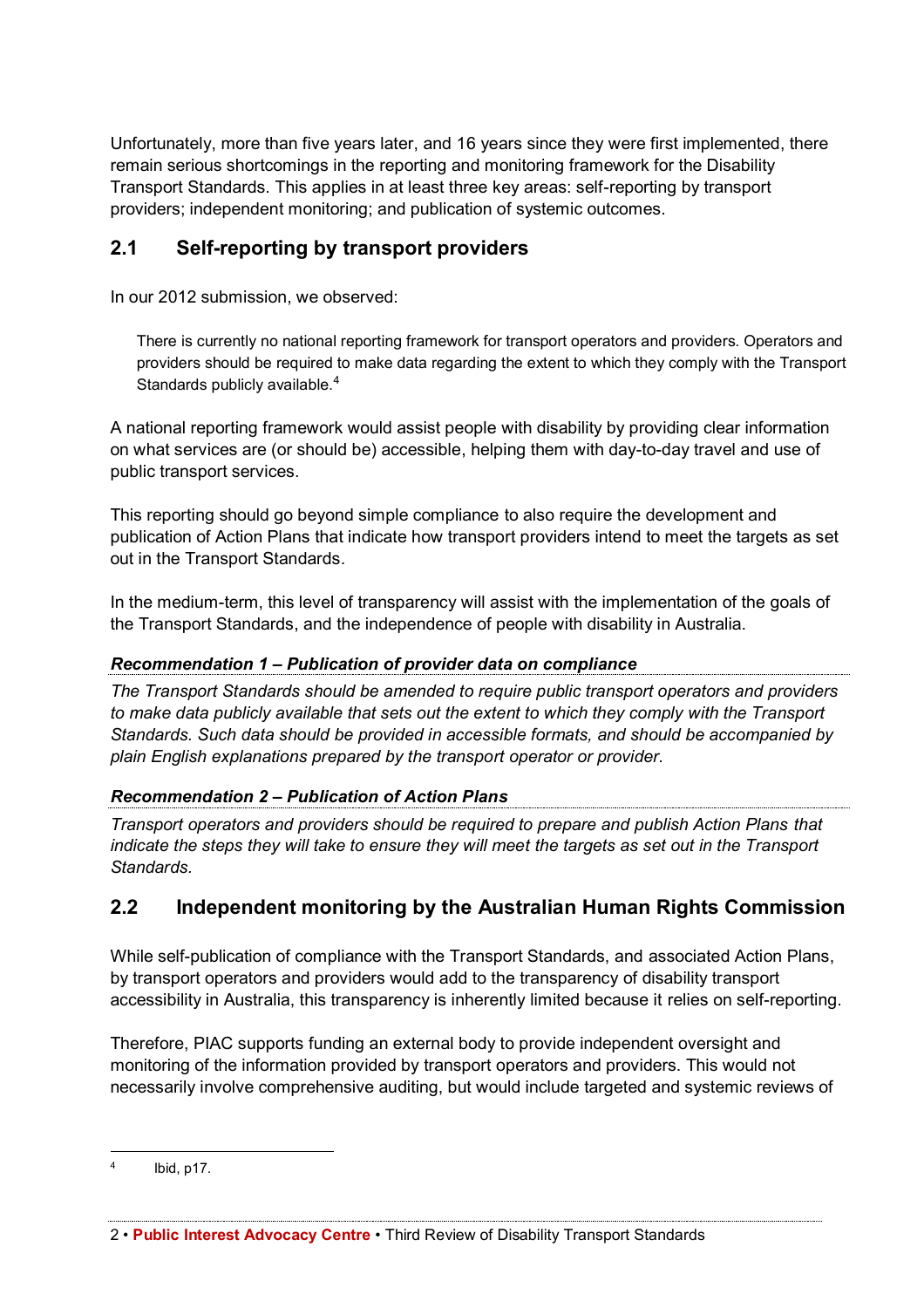Unfortunately, more than five years later, and 16 years since they were first implemented, there remain serious shortcomings in the reporting and monitoring framework for the Disability Transport Standards. This applies in at least three key areas: self-reporting by transport providers; independent monitoring; and publication of systemic outcomes.

## 2.1 Self-reporting by transport providers

In our 2012 submission, we observed:

> There is currently no national reporting framework for transport operators and providers. Operators and providers should be required to make data regarding the extent to which they comply with the Transport Standards publicly available.[4]

A national reporting framework would assist people with disability by providing clear information on what services are (or should be) accessible, helping them with day-to-day travel and use of public transport services.

This reporting should go beyond simple compliance to also require the development and publication of Action Plans that indicate how transport providers intend to meet the targets as set out in the Transport Standards.

In the medium-term, this level of transparency will assist with the implementation of the goals of the Transport Standards, and the independence of people with disability in Australia.

***Recommendation 1 – Publication of provider data on compliance***

*The Transport Standards should be amended to require public transport operators and providers to make data publicly available that sets out the extent to which they comply with the Transport Standards. Such data should be provided in accessible formats, and should be accompanied by plain English explanations prepared by the transport operator or provider.*

***Recommendation 2 – Publication of Action Plans***

*Transport operators and providers should be required to prepare and publish Action Plans that indicate the steps they will take to ensure they will meet the targets as set out in the Transport Standards.*

## 2.2 Independent monitoring by the Australian Human Rights Commission

While self-publication of compliance with the Transport Standards, and associated Action Plans, by transport operators and providers would add to the transparency of disability transport accessibility in Australia, this transparency is inherently limited because it relies on self-reporting.

Therefore, PIAC supports funding an external body to provide independent oversight and monitoring of the information provided by transport operators and providers. This would not necessarily involve comprehensive auditing, but would include targeted and systemic reviews of

---

[4] Ibid, p17.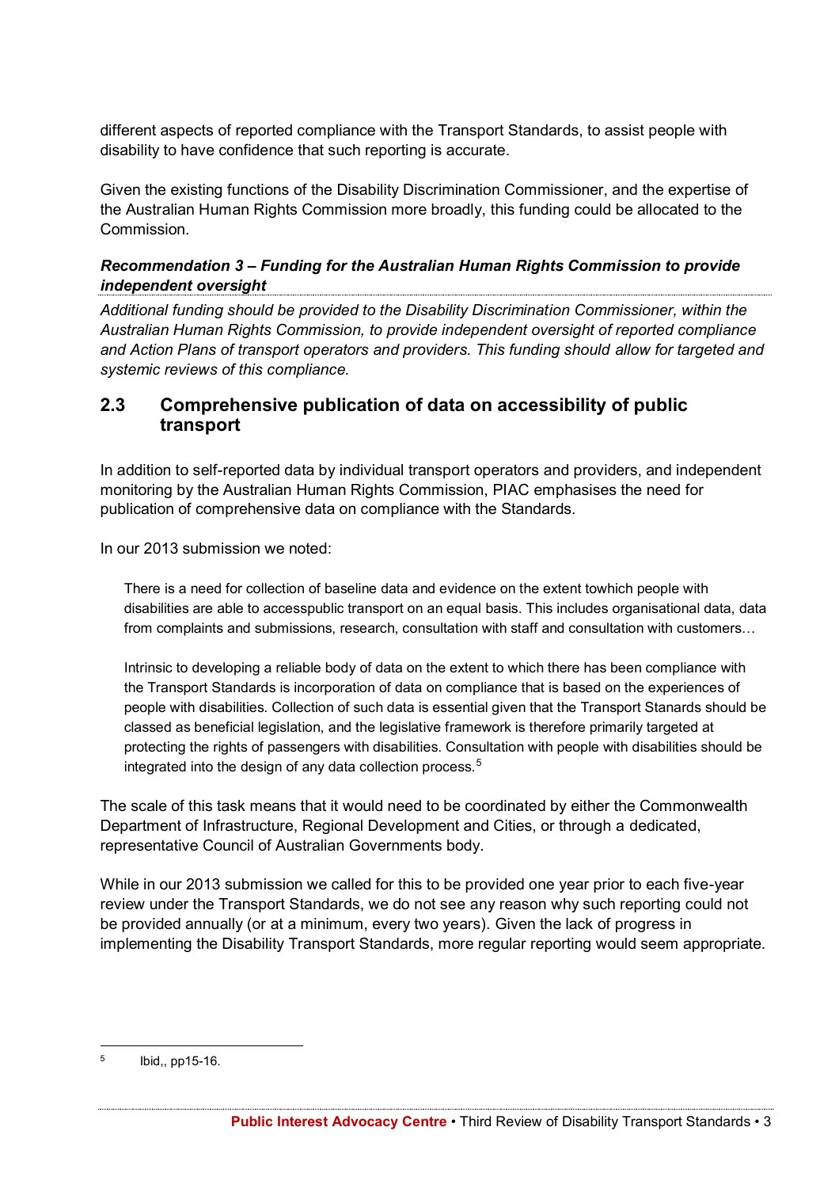different aspects of reported compliance with the Transport Standards, to assist people with disability to have confidence that such reporting is accurate.

Given the existing functions of the Disability Discrimination Commissioner, and the expertise of the Australian Human Rights Commission more broadly, this funding could be allocated to the Commission.

***Recommendation 3 – Funding for the Australian Human Rights Commission to provide independent oversight***

*Additional funding should be provided to the Disability Discrimination Commissioner, within the Australian Human Rights Commission, to provide independent oversight of reported compliance and Action Plans of transport operators and providers. This funding should allow for targeted and systemic reviews of this compliance.*

## 2.3 Comprehensive publication of data on accessibility of public transport

In addition to self-reported data by individual transport operators and providers, and independent monitoring by the Australian Human Rights Commission, PIAC emphasises the need for publication of comprehensive data on compliance with the Standards.

In our 2013 submission we noted:

> There is a need for collection of baseline data and evidence on the extent towhich people with disabilities are able to accesspublic transport on an equal basis. This includes organisational data, data from complaints and submissions, research, consultation with staff and consultation with customers…
>
> Intrinsic to developing a reliable body of data on the extent to which there has been compliance with the Transport Standards is incorporation of data on compliance that is based on the experiences of people with disabilities. Collection of such data is essential given that the Transport Stanards should be classed as beneficial legislation, and the legislative framework is therefore primarily targeted at protecting the rights of passengers with disabilities. Consultation with people with disabilities should be integrated into the design of any data collection process.[5]

The scale of this task means that it would need to be coordinated by either the Commonwealth Department of Infrastructure, Regional Development and Cities, or through a dedicated, representative Council of Australian Governments body.

While in our 2013 submission we called for this to be provided one year prior to each five-year review under the Transport Standards, we do not see any reason why such reporting could not be provided annually (or at a minimum, every two years). Given the lack of progress in implementing the Disability Transport Standards, more regular reporting would seem appropriate.

---

[5] Ibid,, pp15-16.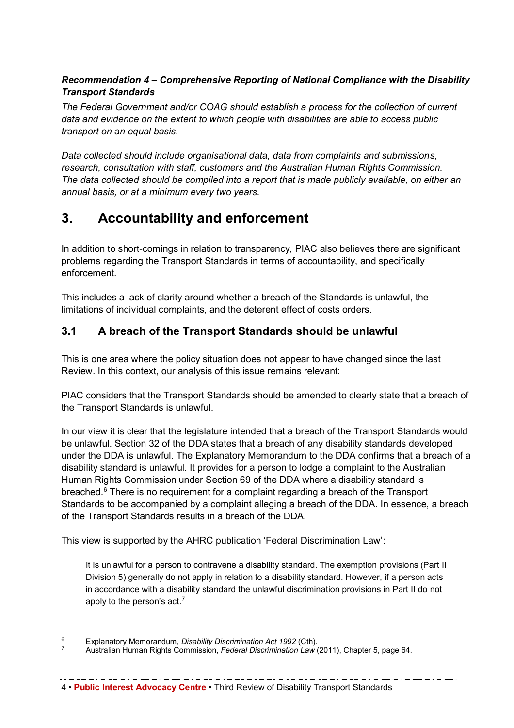***Recommendation 4 – Comprehensive Reporting of National Compliance with the Disability Transport Standards***

*The Federal Government and/or COAG should establish a process for the collection of current data and evidence on the extent to which people with disabilities are able to access public transport on an equal basis.*

*Data collected should include organisational data, data from complaints and submissions, research, consultation with staff, customers and the Australian Human Rights Commission. The data collected should be compiled into a report that is made publicly available, on either an annual basis, or at a minimum every two years.*

# 3. Accountability and enforcement

In addition to short-comings in relation to transparency, PIAC also believes there are significant problems regarding the Transport Standards in terms of accountability, and specifically enforcement.

This includes a lack of clarity around whether a breach of the Standards is unlawful, the limitations of individual complaints, and the deterent effect of costs orders.

## 3.1 A breach of the Transport Standards should be unlawful

This is one area where the policy situation does not appear to have changed since the last Review. In this context, our analysis of this issue remains relevant:

PIAC considers that the Transport Standards should be amended to clearly state that a breach of the Transport Standards is unlawful.

In our view it is clear that the legislature intended that a breach of the Transport Standards would be unlawful. Section 32 of the DDA states that a breach of any disability standards developed under the DDA is unlawful. The Explanatory Memorandum to the DDA confirms that a breach of a disability standard is unlawful. It provides for a person to lodge a complaint to the Australian Human Rights Commission under Section 69 of the DDA where a disability standard is breached.[6] There is no requirement for a complaint regarding a breach of the Transport Standards to be accompanied by a complaint alleging a breach of the DDA. In essence, a breach of the Transport Standards results in a breach of the DDA.

This view is supported by the AHRC publication 'Federal Discrimination Law':

> It is unlawful for a person to contravene a disability standard. The exemption provisions (Part II Division 5) generally do not apply in relation to a disability standard. However, if a person acts in accordance with a disability standard the unlawful discrimination provisions in Part II do not apply to the person's act.[7]

---

[6] Explanatory Memorandum, *Disability Discrimination Act 1992* (Cth).

[7] Australian Human Rights Commission, *Federal Discrimination Law* (2011), Chapter 5, page 64.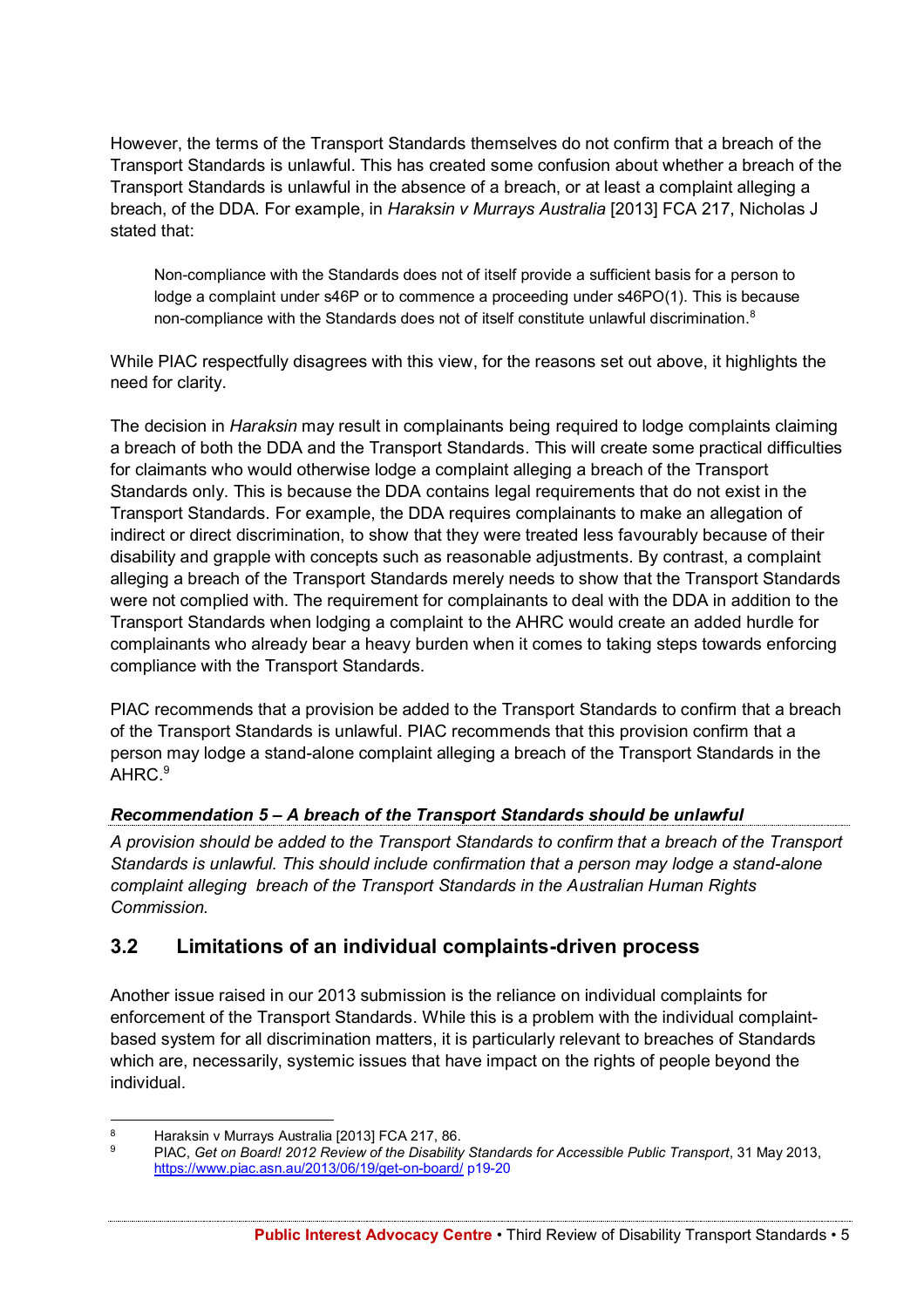However, the terms of the Transport Standards themselves do not confirm that a breach of the Transport Standards is unlawful. This has created some confusion about whether a breach of the Transport Standards is unlawful in the absence of a breach, or at least a complaint alleging a breach, of the DDA. For example, in *Haraksin v Murrays Australia* [2013] FCA 217, Nicholas J stated that:

> Non-compliance with the Standards does not of itself provide a sufficient basis for a person to lodge a complaint under s46P or to commence a proceeding under s46PO(1). This is because non-compliance with the Standards does not of itself constitute unlawful discrimination.[8]

While PIAC respectfully disagrees with this view, for the reasons set out above, it highlights the need for clarity.

The decision in *Haraksin* may result in complainants being required to lodge complaints claiming a breach of both the DDA and the Transport Standards. This will create some practical difficulties for claimants who would otherwise lodge a complaint alleging a breach of the Transport Standards only. This is because the DDA contains legal requirements that do not exist in the Transport Standards. For example, the DDA requires complainants to make an allegation of indirect or direct discrimination, to show that they were treated less favourably because of their disability and grapple with concepts such as reasonable adjustments. By contrast, a complaint alleging a breach of the Transport Standards merely needs to show that the Transport Standards were not complied with. The requirement for complainants to deal with the DDA in addition to the Transport Standards when lodging a complaint to the AHRC would create an added hurdle for complainants who already bear a heavy burden when it comes to taking steps towards enforcing compliance with the Transport Standards.

PIAC recommends that a provision be added to the Transport Standards to confirm that a breach of the Transport Standards is unlawful. PIAC recommends that this provision confirm that a person may lodge a stand-alone complaint alleging a breach of the Transport Standards in the AHRC.[9]

***Recommendation 5 – A breach of the Transport Standards should be unlawful***

*A provision should be added to the Transport Standards to confirm that a breach of the Transport Standards is unlawful. This should include confirmation that a person may lodge a stand-alone complaint alleging breach of the Transport Standards in the Australian Human Rights Commission.*

## 3.2 Limitations of an individual complaints-driven process

Another issue raised in our 2013 submission is the reliance on individual complaints for enforcement of the Transport Standards. While this is a problem with the individual complaint-based system for all discrimination matters, it is particularly relevant to breaches of Standards which are, necessarily, systemic issues that have impact on the rights of people beyond the individual.

---

[8] Haraksin v Murrays Australia [2013] FCA 217, 86.

[9] PIAC, *Get on Board! 2012 Review of the Disability Standards for Accessible Public Transport*, 31 May 2013, https://www.piac.asn.au/2013/06/19/get-on-board/ p19-20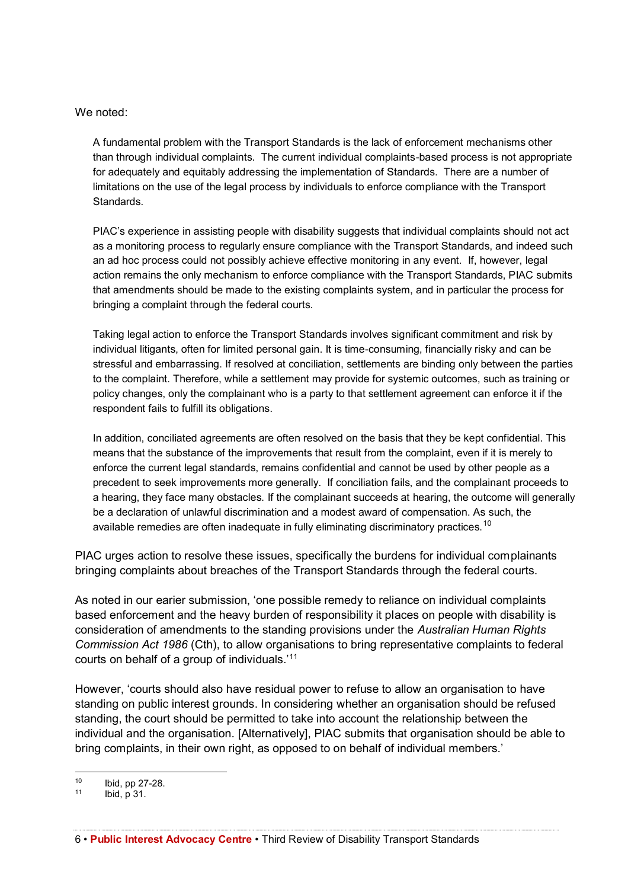We noted:

> A fundamental problem with the Transport Standards is the lack of enforcement mechanisms other than through individual complaints. The current individual complaints-based process is not appropriate for adequately and equitably addressing the implementation of Standards. There are a number of limitations on the use of the legal process by individuals to enforce compliance with the Transport Standards.
>
> PIAC's experience in assisting people with disability suggests that individual complaints should not act as a monitoring process to regularly ensure compliance with the Transport Standards, and indeed such an ad hoc process could not possibly achieve effective monitoring in any event. If, however, legal action remains the only mechanism to enforce compliance with the Transport Standards, PIAC submits that amendments should be made to the existing complaints system, and in particular the process for bringing a complaint through the federal courts.
>
> Taking legal action to enforce the Transport Standards involves significant commitment and risk by individual litigants, often for limited personal gain. It is time-consuming, financially risky and can be stressful and embarrassing. If resolved at conciliation, settlements are binding only between the parties to the complaint. Therefore, while a settlement may provide for systemic outcomes, such as training or policy changes, only the complainant who is a party to that settlement agreement can enforce it if the respondent fails to fulfill its obligations.
>
> In addition, conciliated agreements are often resolved on the basis that they be kept confidential. This means that the substance of the improvements that result from the complaint, even if it is merely to enforce the current legal standards, remains confidential and cannot be used by other people as a precedent to seek improvements more generally. If conciliation fails, and the complainant proceeds to a hearing, they face many obstacles. If the complainant succeeds at hearing, the outcome will generally be a declaration of unlawful discrimination and a modest award of compensation. As such, the available remedies are often inadequate in fully eliminating discriminatory practices.[10]

PIAC urges action to resolve these issues, specifically the burdens for individual complainants bringing complaints about breaches of the Transport Standards through the federal courts.

As noted in our earier submission, 'one possible remedy to reliance on individual complaints based enforcement and the heavy burden of responsibility it places on people with disability is consideration of amendments to the standing provisions under the *Australian Human Rights Commission Act 1986* (Cth), to allow organisations to bring representative complaints to federal courts on behalf of a group of individuals.'[11]

However, 'courts should also have residual power to refuse to allow an organisation to have standing on public interest grounds. In considering whether an organisation should be refused standing, the court should be permitted to take into account the relationship between the individual and the organisation. [Alternatively], PIAC submits that organisation should be able to bring complaints, in their own right, as opposed to on behalf of individual members.'

---

[10] Ibid, pp 27-28.

[11] Ibid, p 31.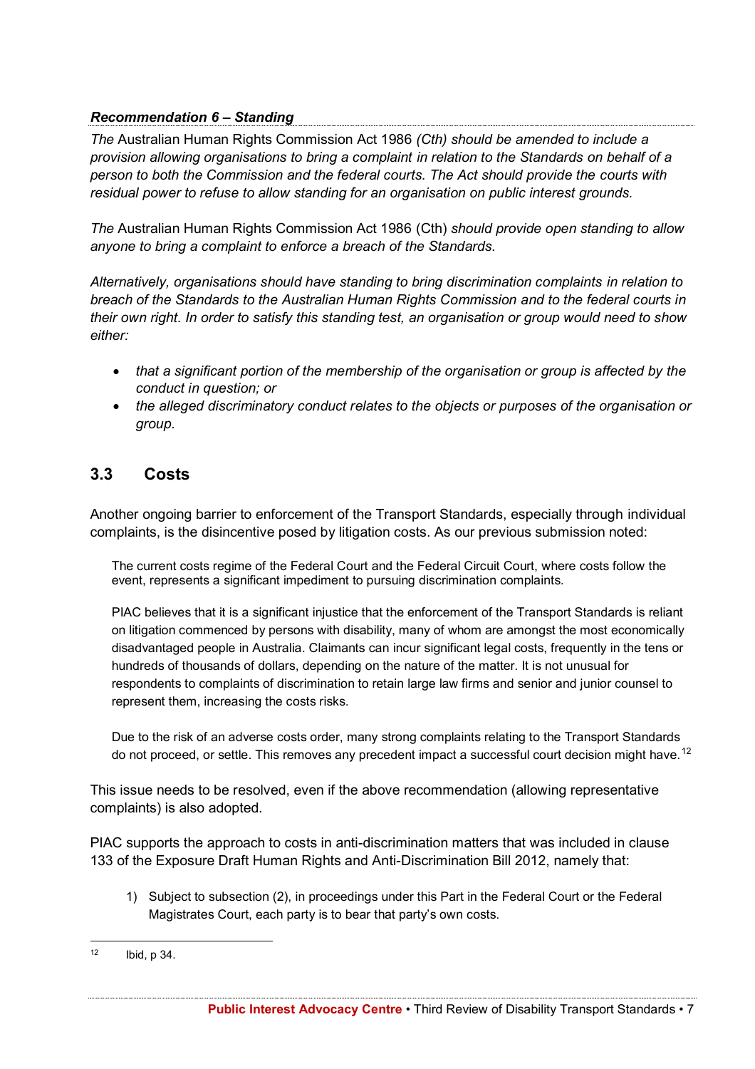***Recommendation 6 – Standing***

*The* Australian Human Rights Commission Act 1986 *(Cth) should be amended to include a provision allowing organisations to bring a complaint in relation to the Standards on behalf of a person to both the Commission and the federal courts. The Act should provide the courts with residual power to refuse to allow standing for an organisation on public interest grounds.*

*The* Australian Human Rights Commission Act 1986 (Cth) *should provide open standing to allow anyone to bring a complaint to enforce a breach of the Standards.*

*Alternatively, organisations should have standing to bring discrimination complaints in relation to breach of the Standards to the Australian Human Rights Commission and to the federal courts in their own right. In order to satisfy this standing test, an organisation or group would need to show either:*

- *that a significant portion of the membership of the organisation or group is affected by the conduct in question; or*
- *the alleged discriminatory conduct relates to the objects or purposes of the organisation or group.*

## 3.3 Costs

Another ongoing barrier to enforcement of the Transport Standards, especially through individual complaints, is the disincentive posed by litigation costs. As our previous submission noted:

> The current costs regime of the Federal Court and the Federal Circuit Court, where costs follow the event, represents a significant impediment to pursuing discrimination complaints.
>
> PIAC believes that it is a significant injustice that the enforcement of the Transport Standards is reliant on litigation commenced by persons with disability, many of whom are amongst the most economically disadvantaged people in Australia. Claimants can incur significant legal costs, frequently in the tens or hundreds of thousands of dollars, depending on the nature of the matter. It is not unusual for respondents to complaints of discrimination to retain large law firms and senior and junior counsel to represent them, increasing the costs risks.
>
> Due to the risk of an adverse costs order, many strong complaints relating to the Transport Standards do not proceed, or settle. This removes any precedent impact a successful court decision might have.[12]

This issue needs to be resolved, even if the above recommendation (allowing representative complaints) is also adopted.

PIAC supports the approach to costs in anti-discrimination matters that was included in clause 133 of the Exposure Draft Human Rights and Anti-Discrimination Bill 2012, namely that:

> 1) Subject to subsection (2), in proceedings under this Part in the Federal Court or the Federal Magistrates Court, each party is to bear that party's own costs.

---

[12] Ibid, p 34.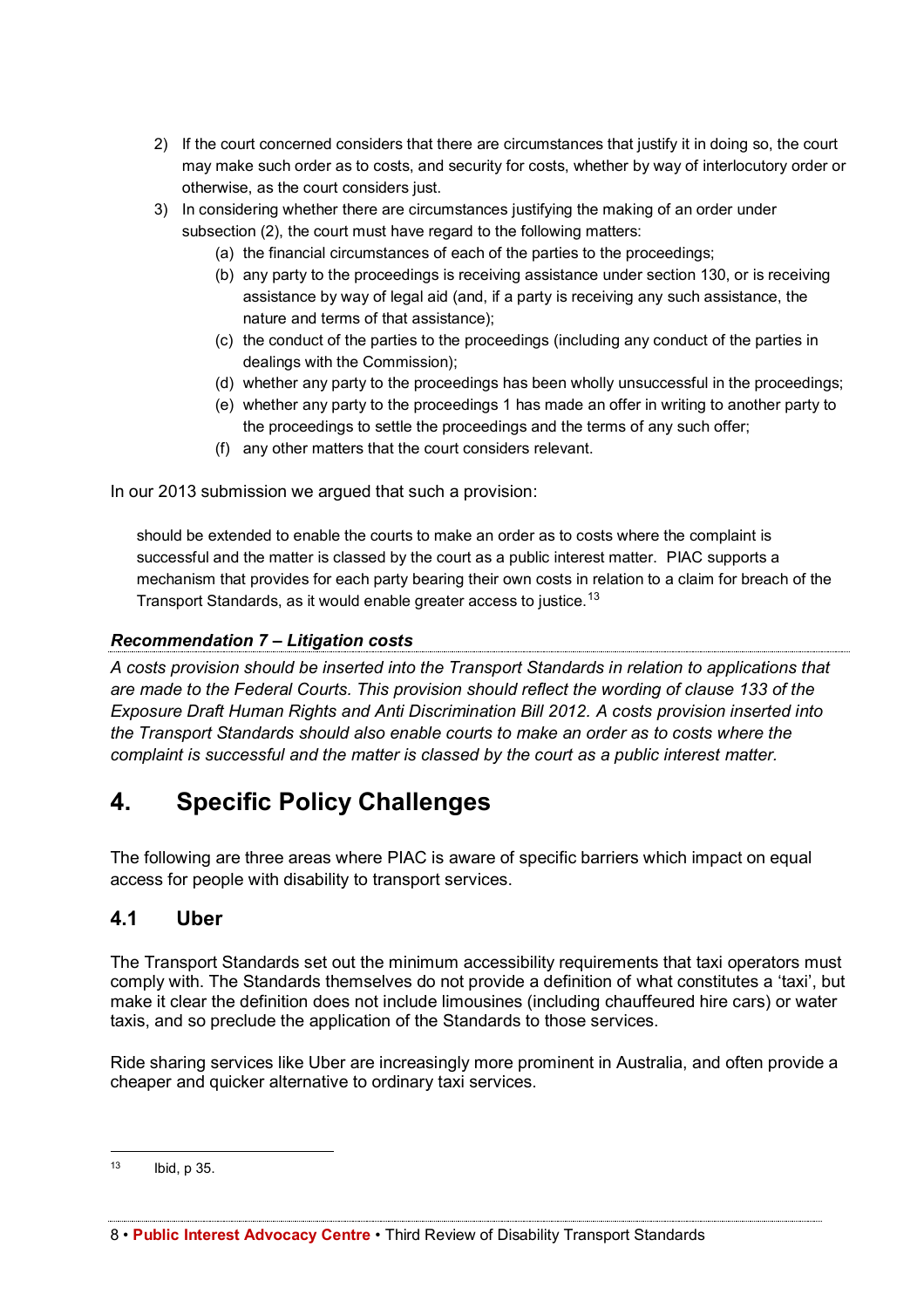2) If the court concerned considers that there are circumstances that justify it in doing so, the court may make such order as to costs, and security for costs, whether by way of interlocutory order or otherwise, as the court considers just.
3) In considering whether there are circumstances justifying the making of an order under subsection (2), the court must have regard to the following matters:
    (a) the financial circumstances of each of the parties to the proceedings;
    (b) any party to the proceedings is receiving assistance under section 130, or is receiving assistance by way of legal aid (and, if a party is receiving any such assistance, the nature and terms of that assistance);
    (c) the conduct of the parties to the proceedings (including any conduct of the parties in dealings with the Commission);
    (d) whether any party to the proceedings has been wholly unsuccessful in the proceedings;
    (e) whether any party to the proceedings 1 has made an offer in writing to another party to the proceedings to settle the proceedings and the terms of any such offer;
    (f) any other matters that the court considers relevant.

In our 2013 submission we argued that such a provision:

> should be extended to enable the courts to make an order as to costs where the complaint is successful and the matter is classed by the court as a public interest matter. PIAC supports a mechanism that provides for each party bearing their own costs in relation to a claim for breach of the Transport Standards, as it would enable greater access to justice.[13]

***Recommendation 7 – Litigation costs***

*A costs provision should be inserted into the Transport Standards in relation to applications that are made to the Federal Courts. This provision should reflect the wording of clause 133 of the Exposure Draft Human Rights and Anti Discrimination Bill 2012. A costs provision inserted into the Transport Standards should also enable courts to make an order as to costs where the complaint is successful and the matter is classed by the court as a public interest matter.*

# 4. Specific Policy Challenges

The following are three areas where PIAC is aware of specific barriers which impact on equal access for people with disability to transport services.

## 4.1 Uber

The Transport Standards set out the minimum accessibility requirements that taxi operators must comply with. The Standards themselves do not provide a definition of what constitutes a 'taxi', but make it clear the definition does not include limousines (including chauffeured hire cars) or water taxis, and so preclude the application of the Standards to those services.

Ride sharing services like Uber are increasingly more prominent in Australia, and often provide a cheaper and quicker alternative to ordinary taxi services.

---

[13] Ibid, p 35.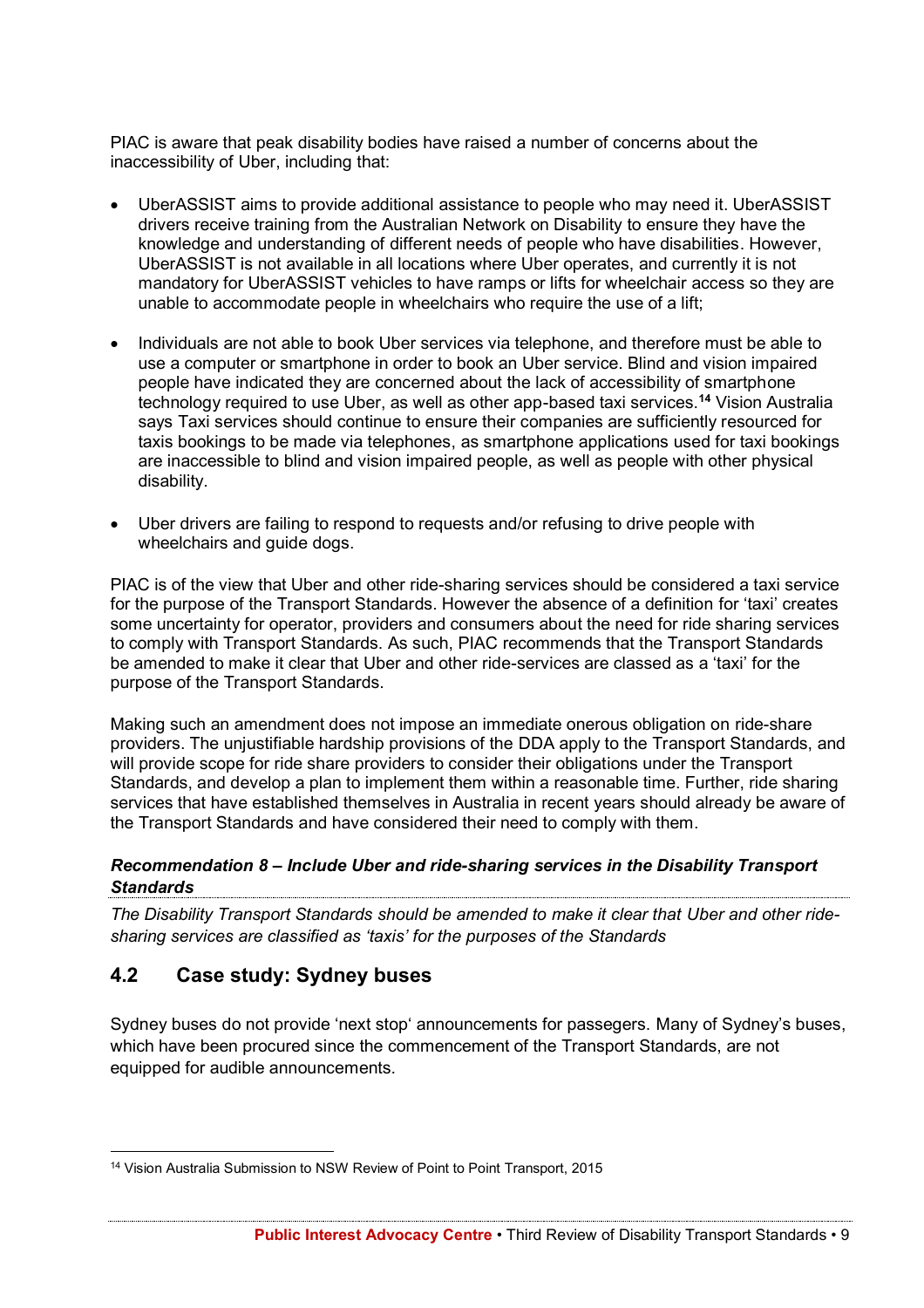PIAC is aware that peak disability bodies have raised a number of concerns about the inaccessibility of Uber, including that:

- UberASSIST aims to provide additional assistance to people who may need it. UberASSIST drivers receive training from the Australian Network on Disability to ensure they have the knowledge and understanding of different needs of people who have disabilities. However, UberASSIST is not available in all locations where Uber operates, and currently it is not mandatory for UberASSIST vehicles to have ramps or lifts for wheelchair access so they are unable to accommodate people in wheelchairs who require the use of a lift;

- Individuals are not able to book Uber services via telephone, and therefore must be able to use a computer or smartphone in order to book an Uber service. Blind and vision impaired people have indicated they are concerned about the lack of accessibility of smartphone technology required to use Uber, as well as other app-based taxi services.[14] Vision Australia says Taxi services should continue to ensure their companies are sufficiently resourced for taxis bookings to be made via telephones, as smartphone applications used for taxi bookings are inaccessible to blind and vision impaired people, as well as people with other physical disability.

- Uber drivers are failing to respond to requests and/or refusing to drive people with wheelchairs and guide dogs.

PIAC is of the view that Uber and other ride-sharing services should be considered a taxi service for the purpose of the Transport Standards. However the absence of a definition for 'taxi' creates some uncertainty for operator, providers and consumers about the need for ride sharing services to comply with Transport Standards. As such, PIAC recommends that the Transport Standards be amended to make it clear that Uber and other ride-services are classed as a 'taxi' for the purpose of the Transport Standards.

Making such an amendment does not impose an immediate onerous obligation on ride-share providers. The unjustifiable hardship provisions of the DDA apply to the Transport Standards, and will provide scope for ride share providers to consider their obligations under the Transport Standards, and develop a plan to implement them within a reasonable time. Further, ride sharing services that have established themselves in Australia in recent years should already be aware of the Transport Standards and have considered their need to comply with them.

***Recommendation 8 – Include Uber and ride-sharing services in the Disability Transport Standards***

*The Disability Transport Standards should be amended to make it clear that Uber and other ride-sharing services are classified as 'taxis' for the purposes of the Standards*

## 4.2 Case study: Sydney buses

Sydney buses do not provide 'next stop' announcements for passegers. Many of Sydney's buses, which have been procured since the commencement of the Transport Standards, are not equipped for audible announcements.

---

[14] Vision Australia Submission to NSW Review of Point to Point Transport, 2015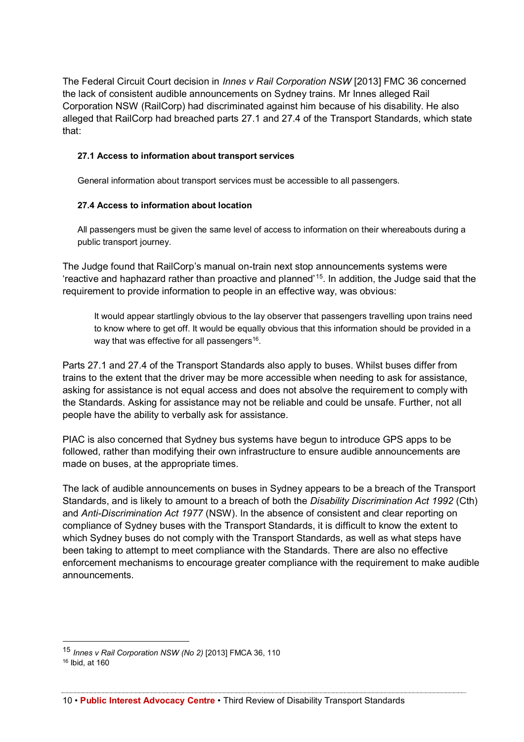The Federal Circuit Court decision in *Innes v Rail Corporation NSW* [2013] FMC 36 concerned the lack of consistent audible announcements on Sydney trains. Mr Innes alleged Rail Corporation NSW (RailCorp) had discriminated against him because of his disability. He also alleged that RailCorp had breached parts 27.1 and 27.4 of the Transport Standards, which state that:

> **27.1 Access to information about transport services**
>
> General information about transport services must be accessible to all passengers.
>
> **27.4 Access to information about location**
>
> All passengers must be given the same level of access to information on their whereabouts during a public transport journey.

The Judge found that RailCorp's manual on-train next stop announcements systems were 'reactive and haphazard rather than proactive and planned'[15]. In addition, the Judge said that the requirement to provide information to people in an effective way, was obvious:

> It would appear startlingly obvious to the lay observer that passengers travelling upon trains need to know where to get off. It would be equally obvious that this information should be provided in a way that was effective for all passengers[16].

Parts 27.1 and 27.4 of the Transport Standards also apply to buses. Whilst buses differ from trains to the extent that the driver may be more accessible when needing to ask for assistance, asking for assistance is not equal access and does not absolve the requirement to comply with the Standards. Asking for assistance may not be reliable and could be unsafe. Further, not all people have the ability to verbally ask for assistance.

PIAC is also concerned that Sydney bus systems have begun to introduce GPS apps to be followed, rather than modifying their own infrastructure to ensure audible announcements are made on buses, at the appropriate times.

The lack of audible announcements on buses in Sydney appears to be a breach of the Transport Standards, and is likely to amount to a breach of both the *Disability Discrimination Act 1992* (Cth) and *Anti-Discrimination Act 1977* (NSW). In the absence of consistent and clear reporting on compliance of Sydney buses with the Transport Standards, it is difficult to know the extent to which Sydney buses do not comply with the Transport Standards, as well as what steps have been taking to attempt to meet compliance with the Standards. There are also no effective enforcement mechanisms to encourage greater compliance with the requirement to make audible announcements.

---

[15] *Innes v Rail Corporation NSW (No 2)* [2013] FMCA 36, 110

[16] Ibid, at 160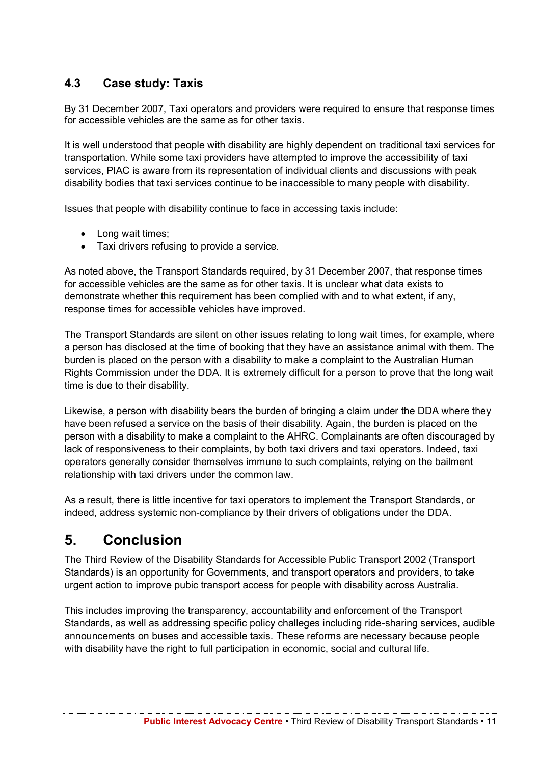### 4.3 Case study: Taxis

By 31 December 2007, Taxi operators and providers were required to ensure that response times for accessible vehicles are the same as for other taxis.

It is well understood that people with disability are highly dependent on traditional taxi services for transportation. While some taxi providers have attempted to improve the accessibility of taxi services, PIAC is aware from its representation of individual clients and discussions with peak disability bodies that taxi services continue to be inaccessible to many people with disability.

Issues that people with disability continue to face in accessing taxis include:

- Long wait times;
- Taxi drivers refusing to provide a service.

As noted above, the Transport Standards required, by 31 December 2007, that response times for accessible vehicles are the same as for other taxis. It is unclear what data exists to demonstrate whether this requirement has been complied with and to what extent, if any, response times for accessible vehicles have improved.

The Transport Standards are silent on other issues relating to long wait times, for example, where a person has disclosed at the time of booking that they have an assistance animal with them. The burden is placed on the person with a disability to make a complaint to the Australian Human Rights Commission under the DDA. It is extremely difficult for a person to prove that the long wait time is due to their disability.

Likewise, a person with disability bears the burden of bringing a claim under the DDA where they have been refused a service on the basis of their disability. Again, the burden is placed on the person with a disability to make a complaint to the AHRC. Complainants are often discouraged by lack of responsiveness to their complaints, by both taxi drivers and taxi operators. Indeed, taxi operators generally consider themselves immune to such complaints, relying on the bailment relationship with taxi drivers under the common law.

As a result, there is little incentive for taxi operators to implement the Transport Standards, or indeed, address systemic non-compliance by their drivers of obligations under the DDA.

## 5. Conclusion

The Third Review of the Disability Standards for Accessible Public Transport 2002 (Transport Standards) is an opportunity for Governments, and transport operators and providers, to take urgent action to improve pubic transport access for people with disability across Australia.

This includes improving the transparency, accountability and enforcement of the Transport Standards, as well as addressing specific policy challeges including ride-sharing services, audible announcements on buses and accessible taxis. These reforms are necessary because people with disability have the right to full participation in economic, social and cultural life.